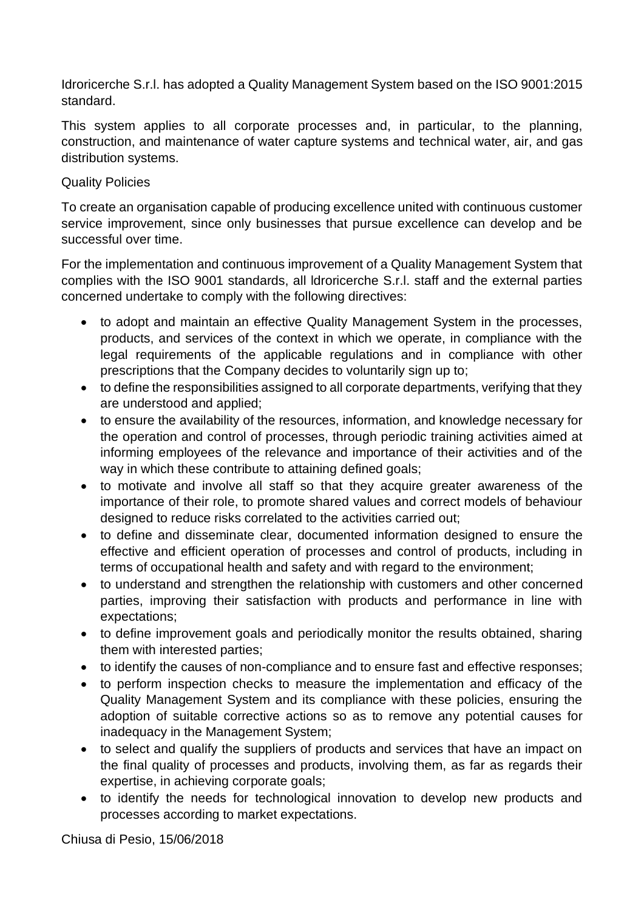Idroricerche S.r.l. has adopted a Quality Management System based on the ISO 9001:2015 standard.

This system applies to all corporate processes and, in particular, to the planning, construction, and maintenance of water capture systems and technical water, air, and gas distribution systems.

## Quality Policies

To create an organisation capable of producing excellence united with continuous customer service improvement, since only businesses that pursue excellence can develop and be successful over time.

For the implementation and continuous improvement of a Quality Management System that complies with the ISO 9001 standards, all Idroricerche S.r.l. staff and the external parties concerned undertake to comply with the following directives:

- to adopt and maintain an effective Quality Management System in the processes, products, and services of the context in which we operate, in compliance with the legal requirements of the applicable regulations and in compliance with other prescriptions that the Company decides to voluntarily sign up to;
- to define the responsibilities assigned to all corporate departments, verifying that they are understood and applied;
- to ensure the availability of the resources, information, and knowledge necessary for the operation and control of processes, through periodic training activities aimed at informing employees of the relevance and importance of their activities and of the way in which these contribute to attaining defined goals;
- to motivate and involve all staff so that they acquire greater awareness of the importance of their role, to promote shared values and correct models of behaviour designed to reduce risks correlated to the activities carried out;
- to define and disseminate clear, documented information designed to ensure the effective and efficient operation of processes and control of products, including in terms of occupational health and safety and with regard to the environment;
- to understand and strengthen the relationship with customers and other concerned parties, improving their satisfaction with products and performance in line with expectations;
- to define improvement goals and periodically monitor the results obtained, sharing them with interested parties;
- to identify the causes of non-compliance and to ensure fast and effective responses;
- to perform inspection checks to measure the implementation and efficacy of the Quality Management System and its compliance with these policies, ensuring the adoption of suitable corrective actions so as to remove any potential causes for inadequacy in the Management System;
- to select and qualify the suppliers of products and services that have an impact on the final quality of processes and products, involving them, as far as regards their expertise, in achieving corporate goals;
- to identify the needs for technological innovation to develop new products and processes according to market expectations.

Chiusa di Pesio, 15/06/2018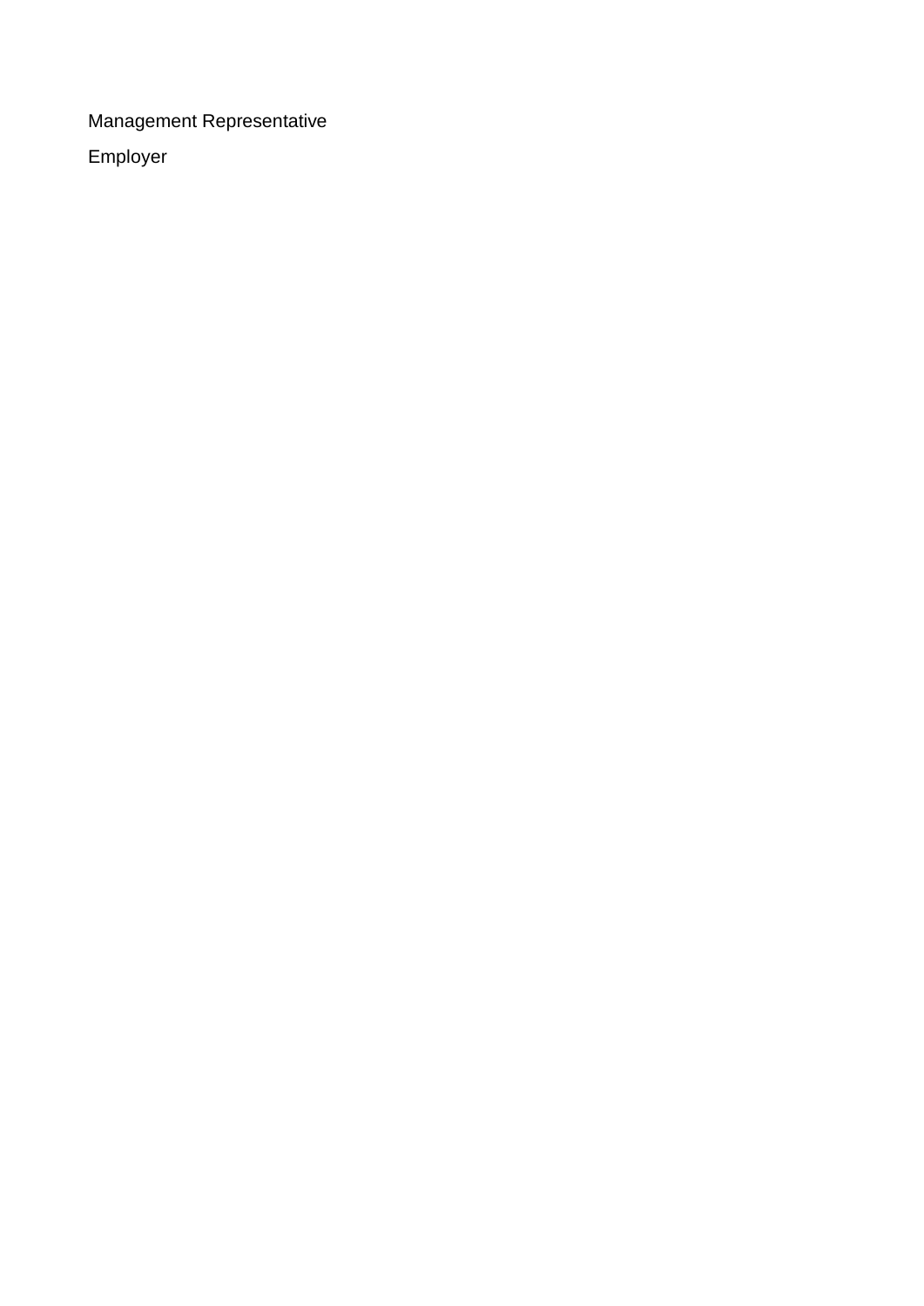Management Representative

Employer